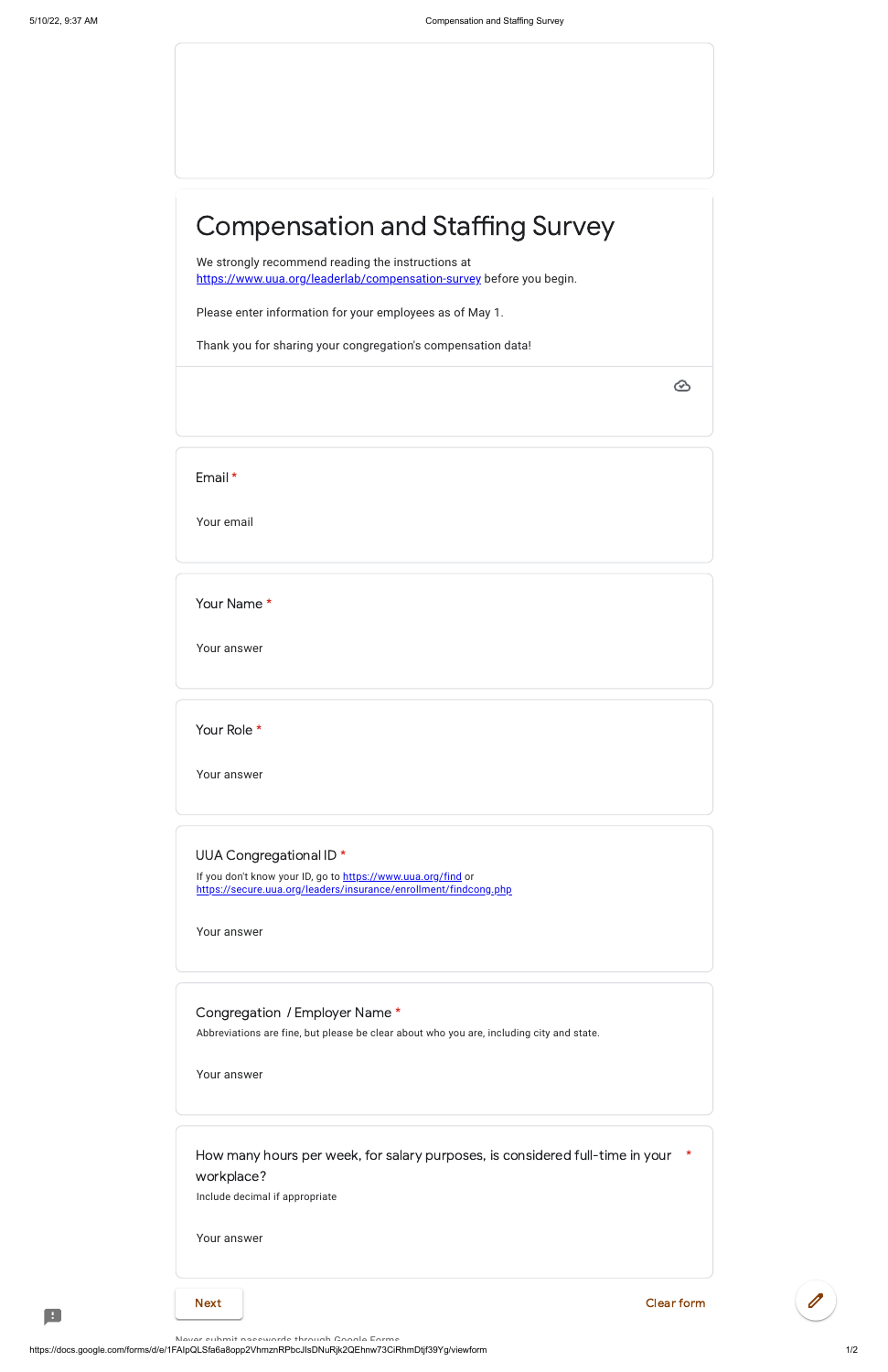# Compensation and Staffing Survey

We strongly recommend reading the instructions at https://www.uua.org/leaderlab/compensation-survey before you begin.

Please enter information for your employees as of May 1.

Thank you for sharing your congregation's compensation data!

Email *

Your email

Your Name *

Your answer

Your Role *

Your answer

UUA Congregational ID *

If you don't know your ID, go to https://www.uua.org/find or https://secure.uua.org/leaders/insurance/enrollment/findcong.php

Your answer

Congregation / Employer Name *

Abbreviations are fine, but please be clear about who you are, including city and state.

Your answer

How many hours per week, for salary purposes, is considered full-time in your workplace? *

Include decimal if appropriate

Your answer

Next

Clear form

Never submit passwords through Google Forms.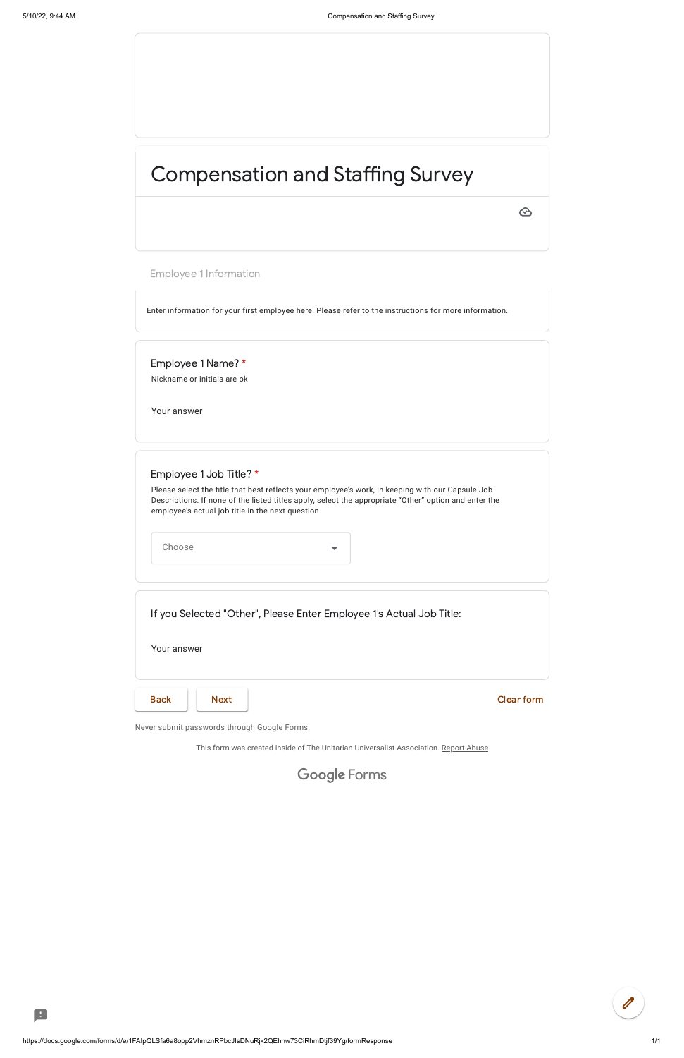# Compensation and Staffing Survey

## Employee 1 Information

Enter information for your first employee here. Please refer to the instructions for more information.

**Employee 1 Name? ***

Nickname or initials are ok

Your answer

**Employee 1 Job Title? ***

Please select the title that best reflects your employee's work, in keeping with our Capsule Job Descriptions. If none of the listed titles apply, select the appropriate "Other" option and enter the employee's actual job title in the next question.

Choose

**If you Selected "Other", Please Enter Employee 1's Actual Job Title:**

Your answer

Back Next Clear form

Never submit passwords through Google Forms.

This form was created inside of The Unitarian Universalist Association. Report Abuse

Google Forms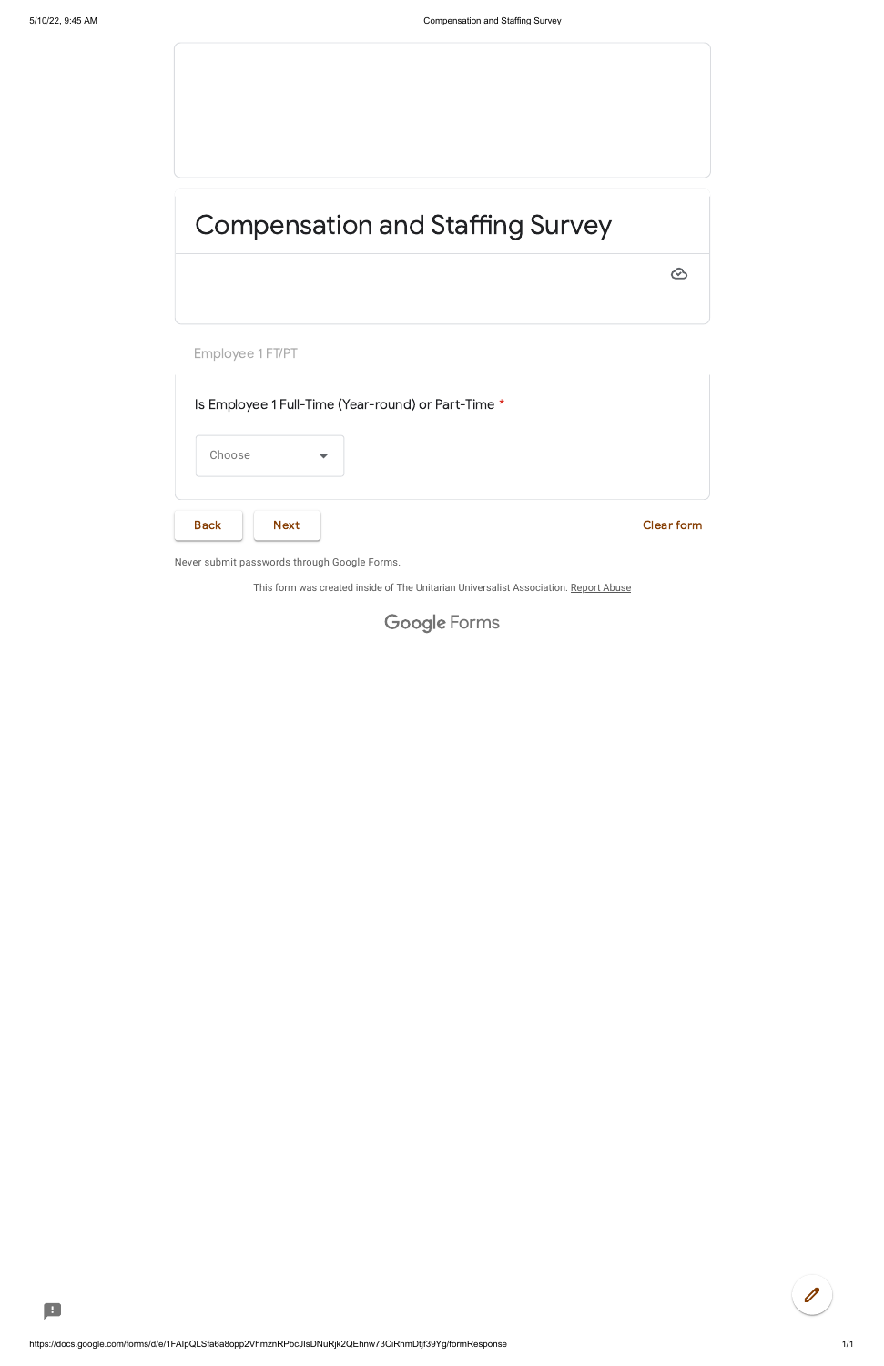# Compensation and Staffing Survey

Employee 1 FT/PT

Is Employee 1 Full-Time (Year-round) or Part-Time *

Choose

Back    Next    Clear form

Never submit passwords through Google Forms.

This form was created inside of The Unitarian Universalist Association. Report Abuse

Google Forms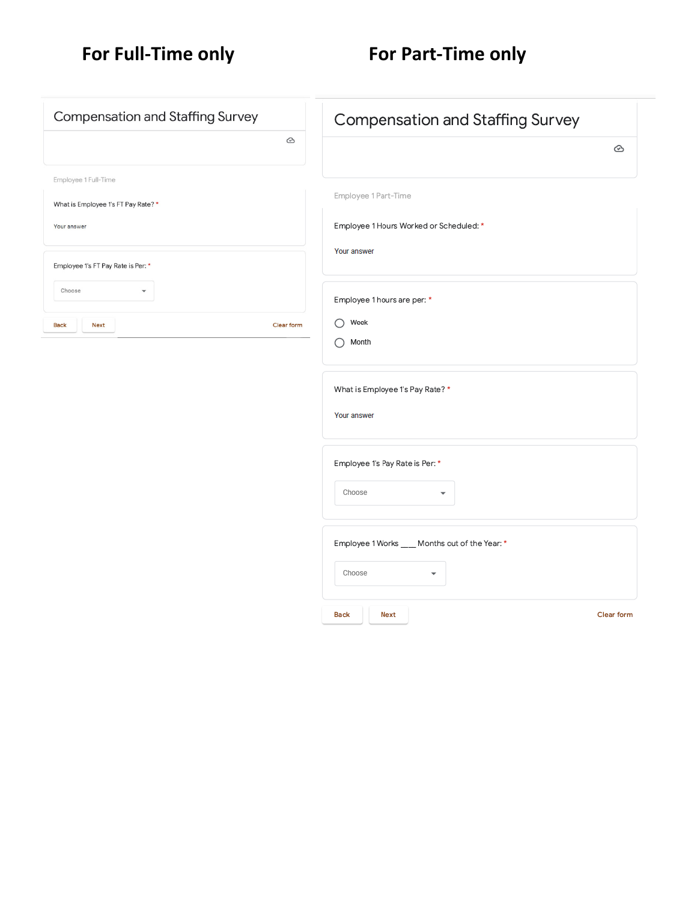## For Full-Time only

Compensation and Staffing Survey

Employee 1 Full-Time

What is Employee 1's FT Pay Rate? *

Your answer

Employee 1's FT Pay Rate is Per: *

Choose

Back Next Clear form

## For Part-Time only

Compensation and Staffing Survey

Employee 1 Part-Time

Employee 1 Hours Worked or Scheduled: *

Your answer

Employee 1 hours are per: *

- Week
- Month

What is Employee 1's Pay Rate? *

Your answer

Employee 1's Pay Rate is Per: *

Choose

Employee 1 Works ___ Months out of the Year: *

Choose

Back Next Clear form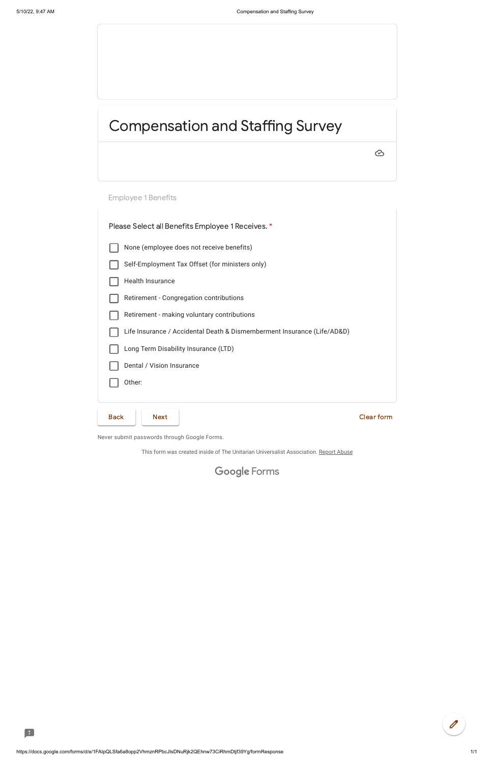# Compensation and Staffing Survey

Employee 1 Benefits

Please Select all Benefits Employee 1 Receives. *

- [ ] None (employee does not receive benefits)
- [ ] Self-Employment Tax Offset (for ministers only)
- [ ] Health Insurance
- [ ] Retirement - Congregation contributions
- [ ] Retirement - making voluntary contributions
- [ ] Life Insurance / Accidental Death & Dismemberment Insurance (Life/AD&D)
- [ ] Long Term Disability Insurance (LTD)
- [ ] Dental / Vision Insurance
- [ ] Other:

Back Next Clear form

Never submit passwords through Google Forms.

This form was created inside of The Unitarian Universalist Association. Report Abuse

Google Forms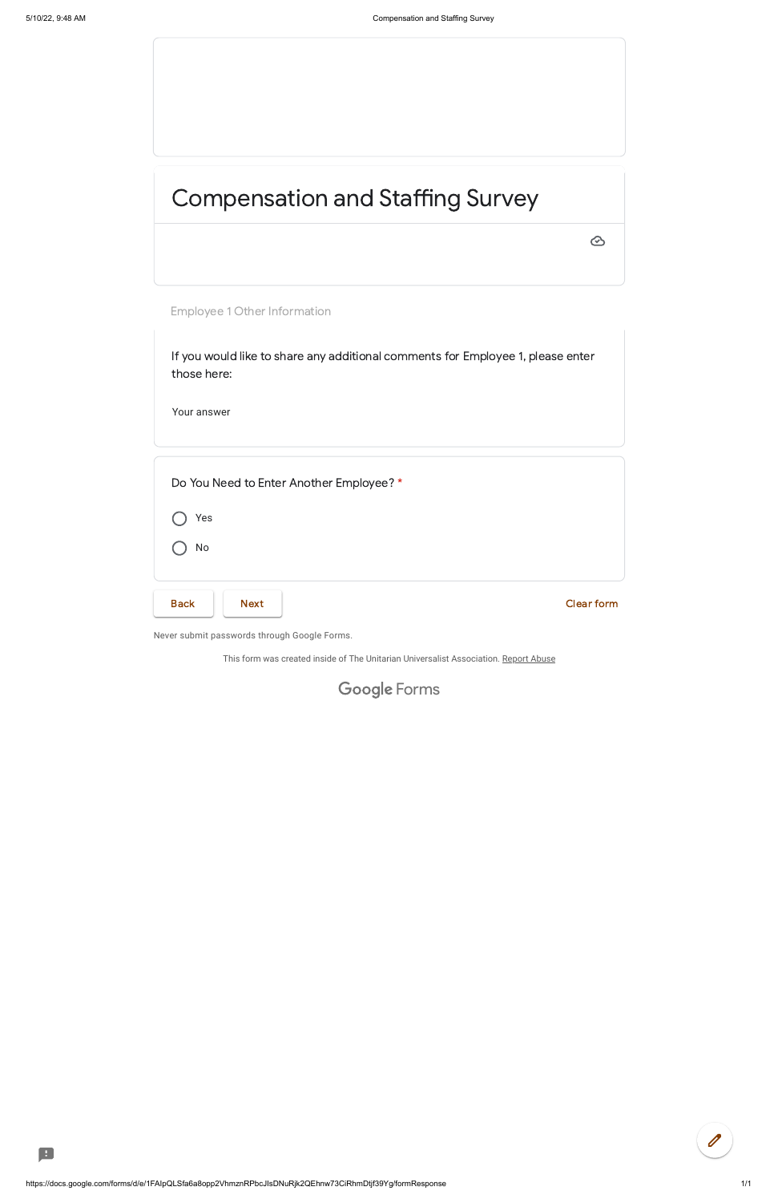# Compensation and Staffing Survey

Employee 1 Other Information

If you would like to share any additional comments for Employee 1, please enter those here:

Your answer

Do You Need to Enter Another Employee? *

- Yes
- No

Back | Next | Clear form

Never submit passwords through Google Forms.

This form was created inside of The Unitarian Universalist Association. Report Abuse

Google Forms